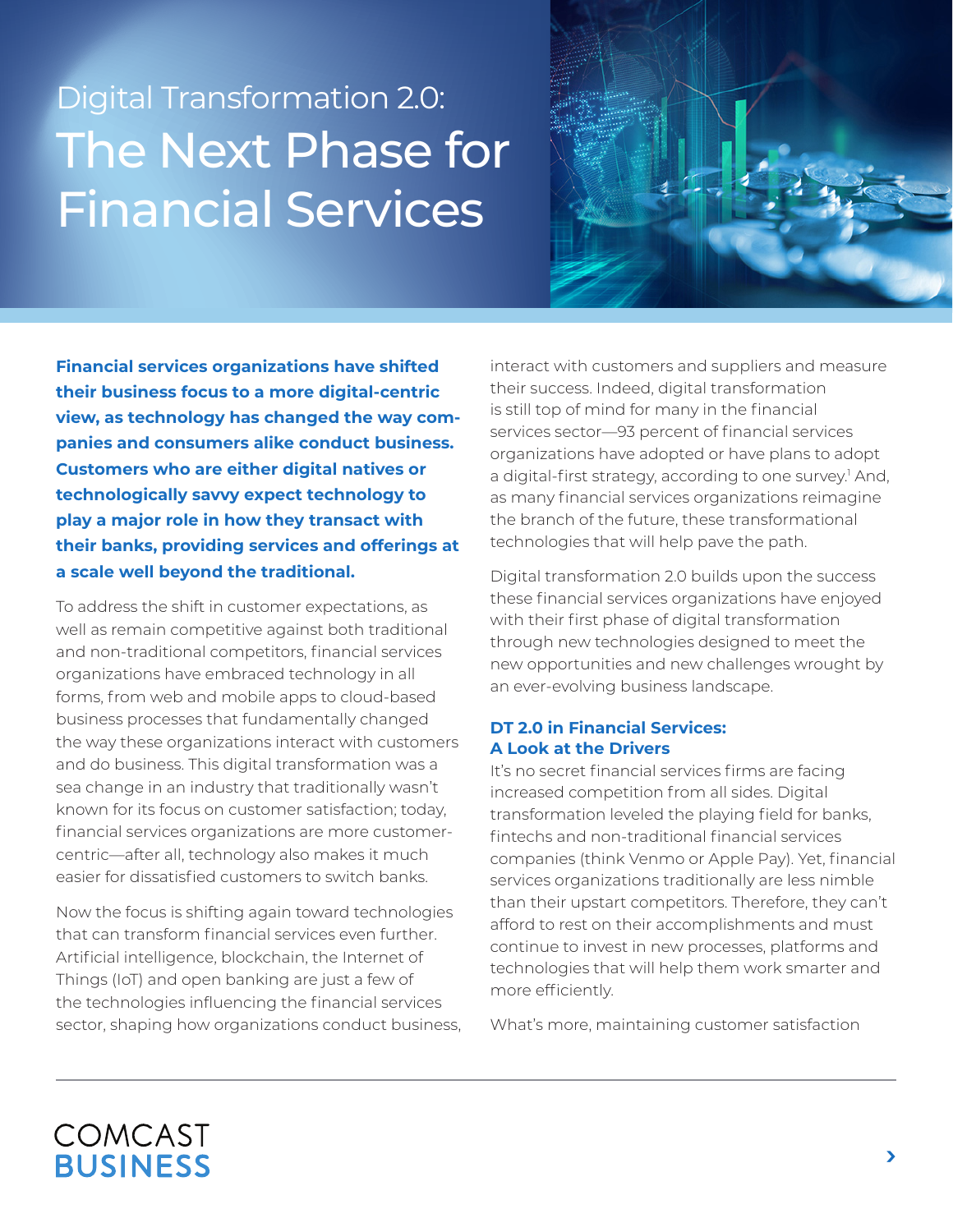# Digital Transformation 2.0: The Next Phase for Financial Services

**Financial services organizations have shifted their business focus to a more digital-centric view, as technology has changed the way companies and consumers alike conduct business. Customers who are either digital natives or technologically savvy expect technology to play a major role in how they transact with their banks, providing services and offerings at a scale well beyond the traditional.**

To address the shift in customer expectations, as well as remain competitive against both traditional and non-traditional competitors, financial services organizations have embraced technology in all forms, from web and mobile apps to cloud-based business processes that fundamentally changed the way these organizations interact with customers and do business. This digital transformation was a sea change in an industry that traditionally wasn't known for its focus on customer satisfaction; today, financial services organizations are more customer-centric—after all, technology also makes it much easier for dissatisfied customers to switch banks.

Now the focus is shifting again toward technologies that can transform financial services even further. Artificial intelligence, blockchain, the Internet of Things (IoT) and open banking are just a few of the technologies influencing the financial services sector, shaping how organizations conduct business, interact with customers and suppliers and measure their success. Indeed, digital transformation is still top of mind for many in the financial services sector—93 percent of financial services organizations have adopted or have plans to adopt a digital-first strategy, according to one survey.[1] And, as many financial services organizations reimagine the branch of the future, these transformational technologies that will help pave the path.

Digital transformation 2.0 builds upon the success these financial services organizations have enjoyed with their first phase of digital transformation through new technologies designed to meet the new opportunities and new challenges wrought by an ever-evolving business landscape.

## DT 2.0 in Financial Services: A Look at the Drivers

It's no secret financial services firms are facing increased competition from all sides. Digital transformation leveled the playing field for banks, fintechs and non-traditional financial services companies (think Venmo or Apple Pay). Yet, financial services organizations traditionally are less nimble than their upstart competitors. Therefore, they can't afford to rest on their accomplishments and must continue to invest in new processes, platforms and technologies that will help them work smarter and more efficiently.

What's more, maintaining customer satisfaction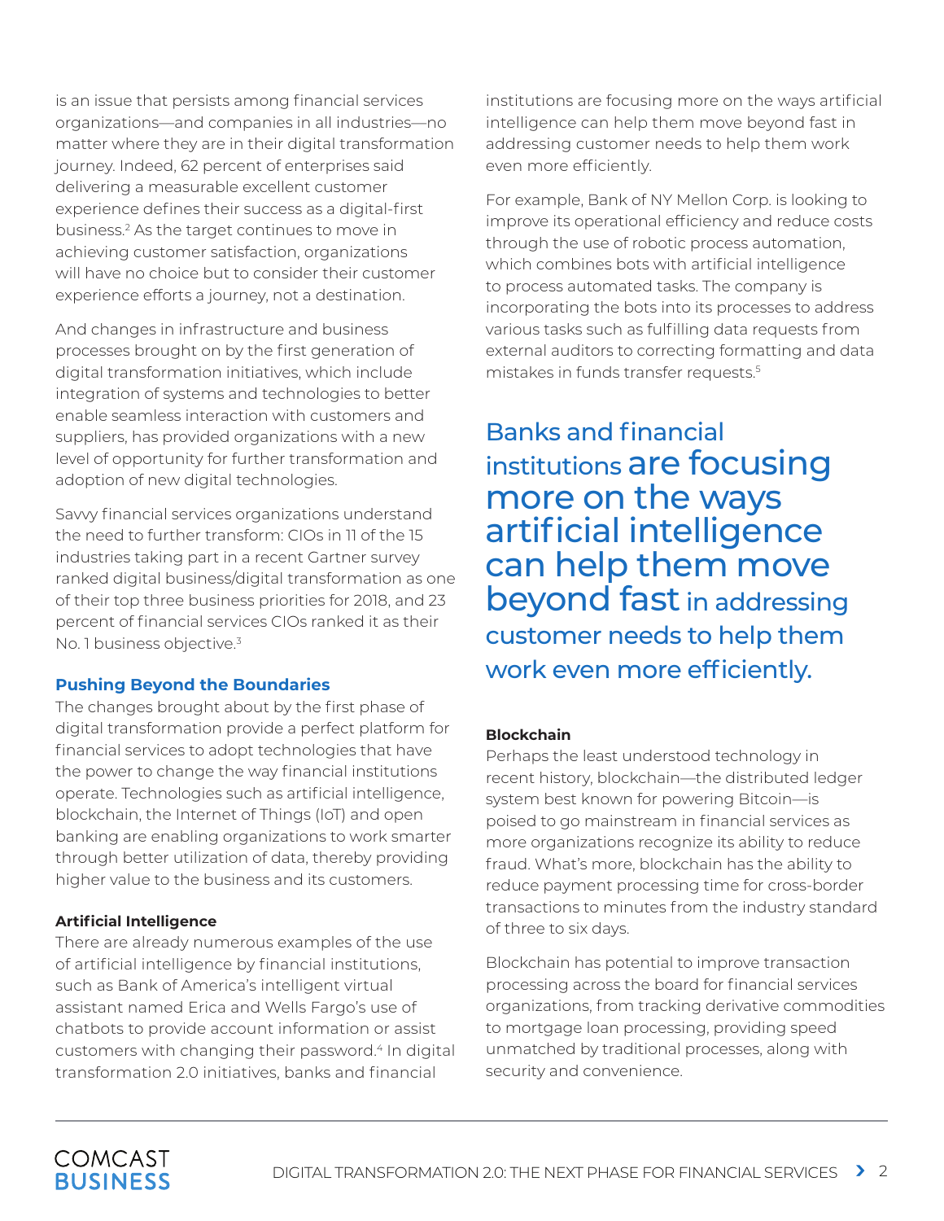is an issue that persists among financial services organizations—and companies in all industries—no matter where they are in their digital transformation journey. Indeed, 62 percent of enterprises said delivering a measurable excellent customer experience defines their success as a digital-first business.[2] As the target continues to move in achieving customer satisfaction, organizations will have no choice but to consider their customer experience efforts a journey, not a destination.

And changes in infrastructure and business processes brought on by the first generation of digital transformation initiatives, which include integration of systems and technologies to better enable seamless interaction with customers and suppliers, has provided organizations with a new level of opportunity for further transformation and adoption of new digital technologies.

Savvy financial services organizations understand the need to further transform: CIOs in 11 of the 15 industries taking part in a recent Gartner survey ranked digital business/digital transformation as one of their top three business priorities for 2018, and 23 percent of financial services CIOs ranked it as their No. 1 business objective.[3]

## Pushing Beyond the Boundaries

The changes brought about by the first phase of digital transformation provide a perfect platform for financial services to adopt technologies that have the power to change the way financial institutions operate. Technologies such as artificial intelligence, blockchain, the Internet of Things (IoT) and open banking are enabling organizations to work smarter through better utilization of data, thereby providing higher value to the business and its customers.

### Artificial Intelligence

There are already numerous examples of the use of artificial intelligence by financial institutions, such as Bank of America's intelligent virtual assistant named Erica and Wells Fargo's use of chatbots to provide account information or assist customers with changing their password.[4] In digital transformation 2.0 initiatives, banks and financial institutions are focusing more on the ways artificial intelligence can help them move beyond fast in addressing customer needs to help them work even more efficiently.

For example, Bank of NY Mellon Corp. is looking to improve its operational efficiency and reduce costs through the use of robotic process automation, which combines bots with artificial intelligence to process automated tasks. The company is incorporating the bots into its processes to address various tasks such as fulfilling data requests from external auditors to correcting formatting and data mistakes in funds transfer requests.[5]

> Banks and financial institutions **are focusing more on the ways artificial intelligence can help them move beyond fast** in addressing customer needs to help them work even more efficiently.

### Blockchain

Perhaps the least understood technology in recent history, blockchain—the distributed ledger system best known for powering Bitcoin—is poised to go mainstream in financial services as more organizations recognize its ability to reduce fraud. What's more, blockchain has the ability to reduce payment processing time for cross-border transactions to minutes from the industry standard of three to six days.

Blockchain has potential to improve transaction processing across the board for financial services organizations, from tracking derivative commodities to mortgage loan processing, providing speed unmatched by traditional processes, along with security and convenience.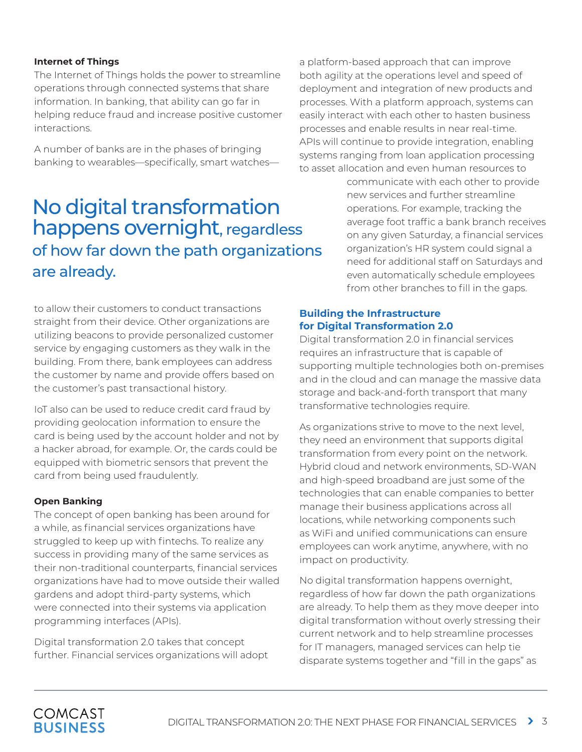### Internet of Things

The Internet of Things holds the power to streamline operations through connected systems that share information. In banking, that ability can go far in helping reduce fraud and increase positive customer interactions.

A number of banks are in the phases of bringing banking to wearables—specifically, smart watches—to allow their customers to conduct transactions straight from their device. Other organizations are utilizing beacons to provide personalized customer service by engaging customers as they walk in the building. From there, bank employees can address the customer by name and provide offers based on the customer's past transactional history.

> **No digital transformation happens overnight**, regardless of how far down the path organizations are already.

IoT also can be used to reduce credit card fraud by providing geolocation information to ensure the card is being used by the account holder and not by a hacker abroad, for example. Or, the cards could be equipped with biometric sensors that prevent the card from being used fraudulently.

### Open Banking

The concept of open banking has been around for a while, as financial services organizations have struggled to keep up with fintechs. To realize any success in providing many of the same services as their non-traditional counterparts, financial services organizations have had to move outside their walled gardens and adopt third-party systems, which were connected into their systems via application programming interfaces (APIs).

Digital transformation 2.0 takes that concept further. Financial services organizations will adopt a platform-based approach that can improve both agility at the operations level and speed of deployment and integration of new products and processes. With a platform approach, systems can easily interact with each other to hasten business processes and enable results in near real-time. APIs will continue to provide integration, enabling systems ranging from loan application processing to asset allocation and even human resources to communicate with each other to provide new services and further streamline operations. For example, tracking the average foot traffic a bank branch receives on any given Saturday, a financial services organization's HR system could signal a need for additional staff on Saturdays and even automatically schedule employees from other branches to fill in the gaps.

## Building the Infrastructure for Digital Transformation 2.0

Digital transformation 2.0 in financial services requires an infrastructure that is capable of supporting multiple technologies both on-premises and in the cloud and can manage the massive data storage and back-and-forth transport that many transformative technologies require.

As organizations strive to move to the next level, they need an environment that supports digital transformation from every point on the network. Hybrid cloud and network environments, SD-WAN and high-speed broadband are just some of the technologies that can enable companies to better manage their business applications across all locations, while networking components such as WiFi and unified communications can ensure employees can work anytime, anywhere, with no impact on productivity.

No digital transformation happens overnight, regardless of how far down the path organizations are already. To help them as they move deeper into digital transformation without overly stressing their current network and to help streamline processes for IT managers, managed services can help tie disparate systems together and "fill in the gaps" as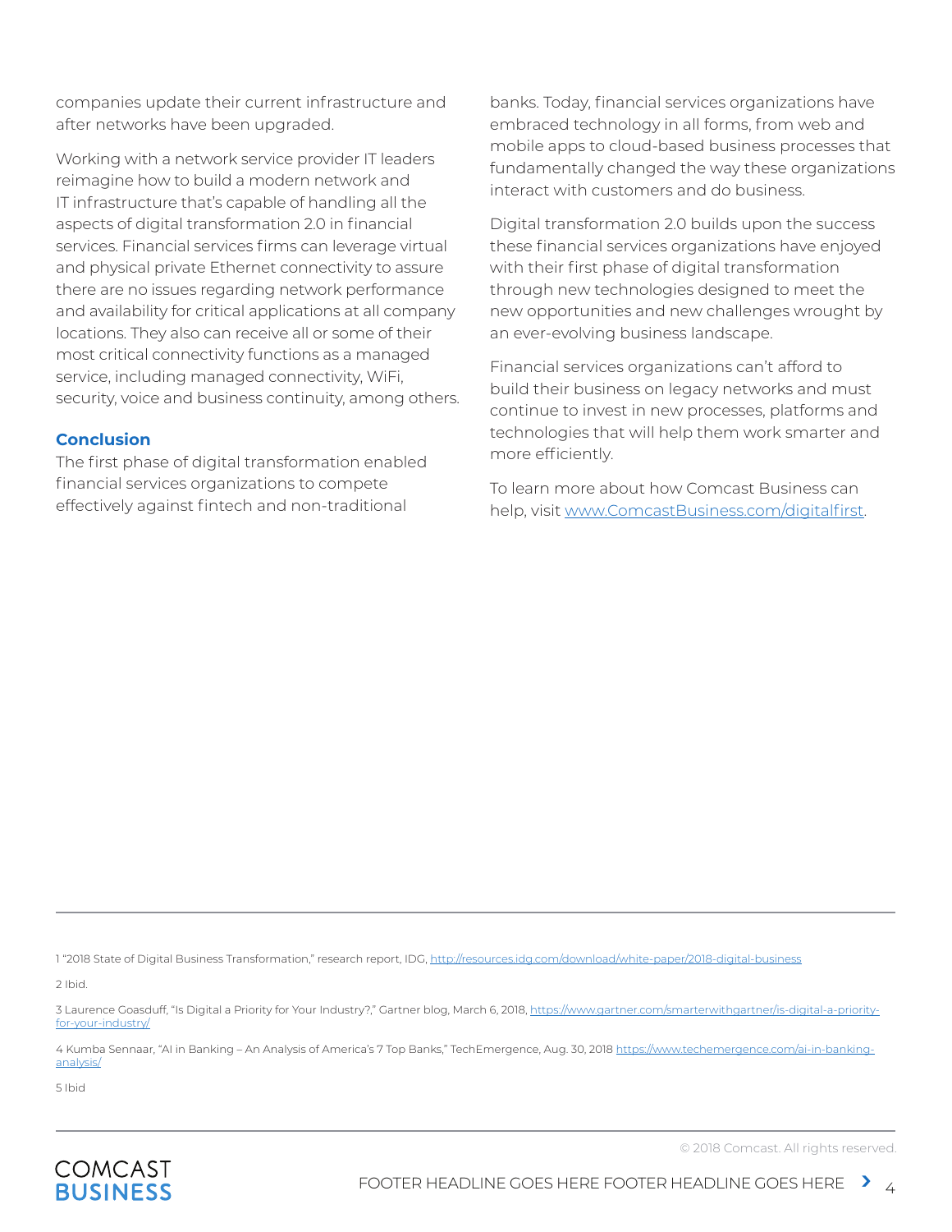companies update their current infrastructure and after networks have been upgraded.

Working with a network service provider IT leaders reimagine how to build a modern network and IT infrastructure that's capable of handling all the aspects of digital transformation 2.0 in financial services. Financial services firms can leverage virtual and physical private Ethernet connectivity to assure there are no issues regarding network performance and availability for critical applications at all company locations. They also can receive all or some of their most critical connectivity functions as a managed service, including managed connectivity, WiFi, security, voice and business continuity, among others.

## Conclusion

The first phase of digital transformation enabled financial services organizations to compete effectively against fintech and non-traditional banks. Today, financial services organizations have embraced technology in all forms, from web and mobile apps to cloud-based business processes that fundamentally changed the way these organizations interact with customers and do business.

Digital transformation 2.0 builds upon the success these financial services organizations have enjoyed with their first phase of digital transformation through new technologies designed to meet the new opportunities and new challenges wrought by an ever-evolving business landscape.

Financial services organizations can't afford to build their business on legacy networks and must continue to invest in new processes, platforms and technologies that will help them work smarter and more efficiently.

To learn more about how Comcast Business can help, visit www.ComcastBusiness.com/digitalfirst.

---

1 "2018 State of Digital Business Transformation," research report, IDG, http://resources.idg.com/download/white-paper/2018-digital-business

2 Ibid.

3 Laurence Goasduff, "Is Digital a Priority for Your Industry?," Gartner blog, March 6, 2018, https://www.gartner.com/smarterwithgartner/is-digital-a-priority-for-your-industry/

4 Kumba Sennaar, "AI in Banking – An Analysis of America's 7 Top Banks," TechEmergence, Aug. 30, 2018 https://www.techemergence.com/ai-in-banking-analysis/

5 Ibid

© 2018 Comcast. All rights reserved.